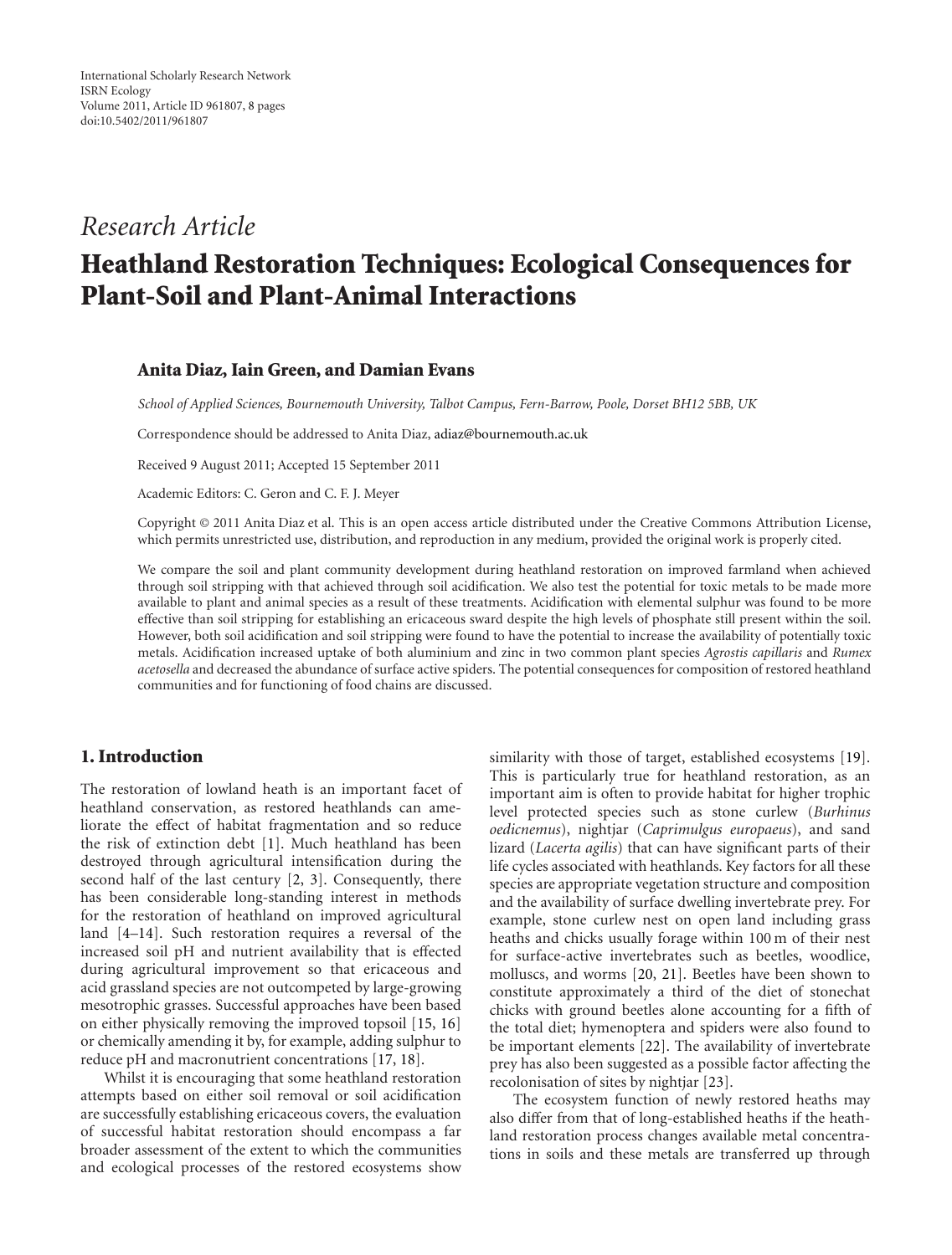International Scholarly Research Network
ISRN Ecology
Volume 2011, Article ID 961807, 8 pages
doi:10.5402/2011/961807

*Research Article*

# Heathland Restoration Techniques: Ecological Consequences for Plant-Soil and Plant-Animal Interactions

**Anita Diaz, Iain Green, and Damian Evans**

*School of Applied Sciences, Bournemouth University, Talbot Campus, Fern-Barrow, Poole, Dorset BH12 5BB, UK*

Correspondence should be addressed to Anita Diaz, adiaz@bournemouth.ac.uk

Received 9 August 2011; Accepted 15 September 2011

Academic Editors: C. Geron and C. F. J. Meyer

Copyright © 2011 Anita Diaz et al. This is an open access article distributed under the Creative Commons Attribution License, which permits unrestricted use, distribution, and reproduction in any medium, provided the original work is properly cited.

We compare the soil and plant community development during heathland restoration on improved farmland when achieved through soil stripping with that achieved through soil acidification. We also test the potential for toxic metals to be made more available to plant and animal species as a result of these treatments. Acidification with elemental sulphur was found to be more effective than soil stripping for establishing an ericaceous sward despite the high levels of phosphate still present within the soil. However, both soil acidification and soil stripping were found to have the potential to increase the availability of potentially toxic metals. Acidification increased uptake of both aluminium and zinc in two common plant species *Agrostis capillaris* and *Rumex acetosella* and decreased the abundance of surface active spiders. The potential consequences for composition of restored heathland communities and for functioning of food chains are discussed.

## 1. Introduction

The restoration of lowland heath is an important facet of heathland conservation, as restored heathlands can ameliorate the effect of habitat fragmentation and so reduce the risk of extinction debt [1]. Much heathland has been destroyed through agricultural intensification during the second half of the last century [2, 3]. Consequently, there has been considerable long-standing interest in methods for the restoration of heathland on improved agricultural land [4–14]. Such restoration requires a reversal of the increased soil pH and nutrient availability that is effected during agricultural improvement so that ericaceous and acid grassland species are not outcompeted by large-growing mesotrophic grasses. Successful approaches have been based on either physically removing the improved topsoil [15, 16] or chemically amending it by, for example, adding sulphur to reduce pH and macronutrient concentrations [17, 18].

Whilst it is encouraging that some heathland restoration attempts based on either soil removal or soil acidification are successfully establishing ericaceous covers, the evaluation of successful habitat restoration should encompass a far broader assessment of the extent to which the communities and ecological processes of the restored ecosystems show similarity with those of target, established ecosystems [19]. This is particularly true for heathland restoration, as an important aim is often to provide habitat for higher trophic level protected species such as stone curlew (*Burhinus oedicnemus*), nightjar (*Caprimulgus europaeus*), and sand lizard (*Lacerta agilis*) that can have significant parts of their life cycles associated with heathlands. Key factors for all these species are appropriate vegetation structure and composition and the availability of surface dwelling invertebrate prey. For example, stone curlew nest on open land including grass heaths and chicks usually forage within 100 m of their nest for surface-active invertebrates such as beetles, woodlice, molluscs, and worms [20, 21]. Beetles have been shown to constitute approximately a third of the diet of stonechat chicks with ground beetles alone accounting for a fifth of the total diet; hymenoptera and spiders were also found to be important elements [22]. The availability of invertebrate prey has also been suggested as a possible factor affecting the recolonisation of sites by nightjar [23].

The ecosystem function of newly restored heaths may also differ from that of long-established heaths if the heathland restoration process changes available metal concentrations in soils and these metals are transferred up through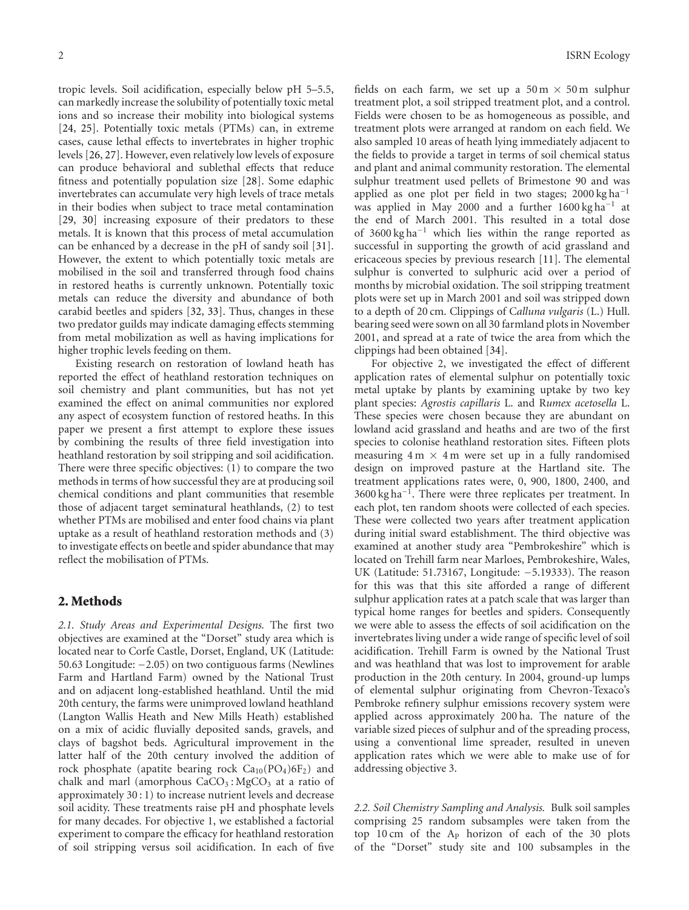tropic levels. Soil acidification, especially below pH 5–5.5, can markedly increase the solubility of potentially toxic metal ions and so increase their mobility into biological systems [24, 25]. Potentially toxic metals (PTMs) can, in extreme cases, cause lethal effects to invertebrates in higher trophic levels [26, 27]. However, even relatively low levels of exposure can produce behavioral and sublethal effects that reduce fitness and potentially population size [28]. Some edaphic invertebrates can accumulate very high levels of trace metals in their bodies when subject to trace metal contamination [29, 30] increasing exposure of their predators to these metals. It is known that this process of metal accumulation can be enhanced by a decrease in the pH of sandy soil [31]. However, the extent to which potentially toxic metals are mobilised in the soil and transferred through food chains in restored heaths is currently unknown. Potentially toxic metals can reduce the diversity and abundance of both carabid beetles and spiders [32, 33]. Thus, changes in these two predator guilds may indicate damaging effects stemming from metal mobilization as well as having implications for higher trophic levels feeding on them.

Existing research on restoration of lowland heath has reported the effect of heathland restoration techniques on soil chemistry and plant communities, but has not yet examined the effect on animal communities nor explored any aspect of ecosystem function of restored heaths. In this paper we present a first attempt to explore these issues by combining the results of three field investigation into heathland restoration by soil stripping and soil acidification. There were three specific objectives: (1) to compare the two methods in terms of how successful they are at producing soil chemical conditions and plant communities that resemble those of adjacent target seminatural heathlands, (2) to test whether PTMs are mobilised and enter food chains via plant uptake as a result of heathland restoration methods and (3) to investigate effects on beetle and spider abundance that may reflect the mobilisation of PTMs.

## 2. Methods

*2.1. Study Areas and Experimental Designs.* The first two objectives are examined at the "Dorset" study area which is located near to Corfe Castle, Dorset, England, UK (Latitude: 50.63 Longitude: −2.05) on two contiguous farms (Newlines Farm and Hartland Farm) owned by the National Trust and on adjacent long-established heathland. Until the mid 20th century, the farms were unimproved lowland heathland (Langton Wallis Heath and New Mills Heath) established on a mix of acidic fluvially deposited sands, gravels, and clays of bagshot beds. Agricultural improvement in the latter half of the 20th century involved the addition of rock phosphate (apatite bearing rock $Ca_{10}(PO_4)6F_2$) and chalk and marl (amorphous $CaCO_3 : MgCO_3$ at a ratio of approximately 30 : 1) to increase nutrient levels and decrease soil acidity. These treatments raise pH and phosphate levels for many decades. For objective 1, we established a factorial experiment to compare the efficacy for heathland restoration of soil stripping versus soil acidification. In each of five fields on each farm, we set up a 50 m × 50 m sulphur treatment plot, a soil stripped treatment plot, and a control. Fields were chosen to be as homogeneous as possible, and treatment plots were arranged at random on each field. We also sampled 10 areas of heath lying immediately adjacent to the fields to provide a target in terms of soil chemical status and plant and animal community restoration. The elemental sulphur treatment used pellets of Brimestone 90 and was applied as one plot per field in two stages; 2000 kg ha$^{-1}$ was applied in May 2000 and a further 1600 kg ha$^{-1}$ at the end of March 2001. This resulted in a total dose of 3600 kg ha$^{-1}$ which lies within the range reported as successful in supporting the growth of acid grassland and ericaceous species by previous research [11]. The elemental sulphur is converted to sulphuric acid over a period of months by microbial oxidation. The soil stripping treatment plots were set up in March 2001 and soil was stripped down to a depth of 20 cm. Clippings of *Calluna vulgaris* (L.) Hull. bearing seed were sown on all 30 farmland plots in November 2001, and spread at a rate of twice the area from which the clippings had been obtained [34].

For objective 2, we investigated the effect of different application rates of elemental sulphur on potentially toxic metal uptake by plants by examining uptake by two key plant species: *Agrostis capillaris* L. and *Rumex acetosella* L. These species were chosen because they are abundant on lowland acid grassland and heaths and are two of the first species to colonise heathland restoration sites. Fifteen plots measuring 4 m × 4 m were set up in a fully randomised design on improved pasture at the Hartland site. The treatment applications rates were, 0, 900, 1800, 2400, and 3600 kg ha$^{-1}$. There were three replicates per treatment. In each plot, ten random shoots were collected of each species. These were collected two years after treatment application during initial sward establishment. The third objective was examined at another study area "Pembrokeshire" which is located on Trehill farm near Marloes, Pembrokeshire, Wales, UK (Latitude: 51.73167, Longitude: −5.19333). The reason for this was that this site afforded a range of different sulphur application rates at a patch scale that was larger than typical home ranges for beetles and spiders. Consequently we were able to assess the effects of soil acidification on the invertebrates living under a wide range of specific level of soil acidification. Trehill Farm is owned by the National Trust and was heathland that was lost to improvement for arable production in the 20th century. In 2004, ground-up lumps of elemental sulphur originating from Chevron-Texaco's Pembroke refinery sulphur emissions recovery system were applied across approximately 200 ha. The nature of the variable sized pieces of sulphur and of the spreading process, using a conventional lime spreader, resulted in uneven application rates which we were able to make use of for addressing objective 3.

*2.2. Soil Chemistry Sampling and Analysis.* Bulk soil samples comprising 25 random subsamples were taken from the top 10 cm of the $A_P$ horizon of each of the 30 plots of the "Dorset" study site and 100 subsamples in the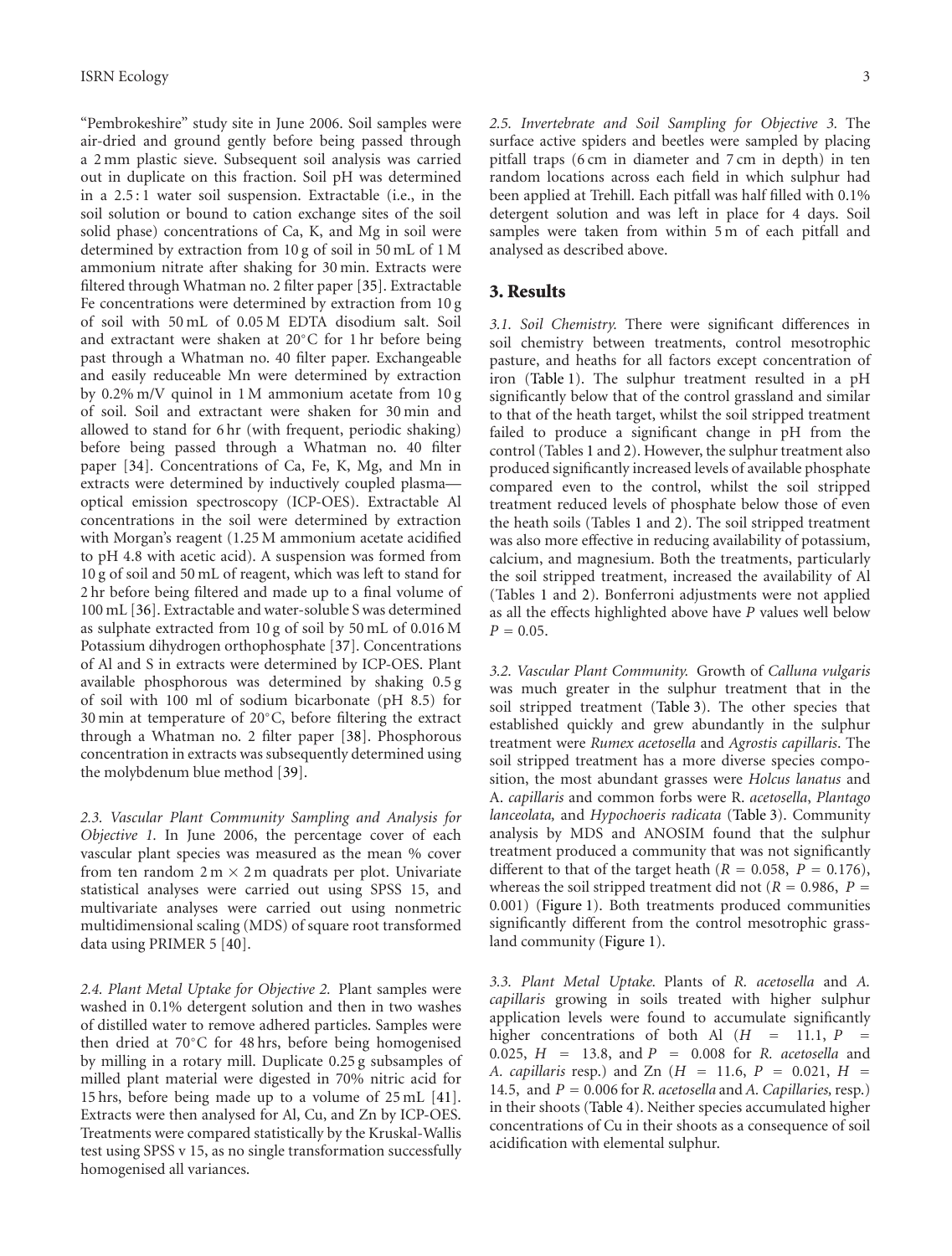"Pembrokeshire" study site in June 2006. Soil samples were air-dried and ground gently before being passed through a 2 mm plastic sieve. Subsequent soil analysis was carried out in duplicate on this fraction. Soil pH was determined in a 2.5 : 1 water soil suspension. Extractable (i.e., in the soil solution or bound to cation exchange sites of the soil solid phase) concentrations of Ca, K, and Mg in soil were determined by extraction from 10 g of soil in 50 mL of 1 M ammonium nitrate after shaking for 30 min. Extracts were filtered through Whatman no. 2 filter paper [35]. Extractable Fe concentrations were determined by extraction from 10 g of soil with 50 mL of 0.05 M EDTA disodium salt. Soil and extractant were shaken at 20°C for 1 hr before being past through a Whatman no. 40 filter paper. Exchangeable and easily reduceable Mn were determined by extraction by 0.2% m/V quinol in 1 M ammonium acetate from 10 g of soil. Soil and extractant were shaken for 30 min and allowed to stand for 6 hr (with frequent, periodic shaking) before being passed through a Whatman no. 40 filter paper [34]. Concentrations of Ca, Fe, K, Mg, and Mn in extracts were determined by inductively coupled plasma—optical emission spectroscopy (ICP-OES). Extractable Al concentrations in the soil were determined by extraction with Morgan's reagent (1.25 M ammonium acetate acidified to pH 4.8 with acetic acid). A suspension was formed from 10 g of soil and 50 mL of reagent, which was left to stand for 2 hr before being filtered and made up to a final volume of 100 mL [36]. Extractable and water-soluble S was determined as sulphate extracted from 10 g of soil by 50 mL of 0.016 M Potassium dihydrogen orthophosphate [37]. Concentrations of Al and S in extracts were determined by ICP-OES. Plant available phosphorous was determined by shaking 0.5 g of soil with 100 ml of sodium bicarbonate (pH 8.5) for 30 min at temperature of 20°C, before filtering the extract through a Whatman no. 2 filter paper [38]. Phosphorous concentration in extracts was subsequently determined using the molybdenum blue method [39].

*2.3. Vascular Plant Community Sampling and Analysis for Objective 1.* In June 2006, the percentage cover of each vascular plant species was measured as the mean % cover from ten random 2 m × 2 m quadrats per plot. Univariate statistical analyses were carried out using SPSS 15, and multivariate analyses were carried out using nonmetric multidimensional scaling (MDS) of square root transformed data using PRIMER 5 [40].

*2.4. Plant Metal Uptake for Objective 2.* Plant samples were washed in 0.1% detergent solution and then in two washes of distilled water to remove adhered particles. Samples were then dried at 70°C for 48 hrs, before being homogenised by milling in a rotary mill. Duplicate 0.25 g subsamples of milled plant material were digested in 70% nitric acid for 15 hrs, before being made up to a volume of 25 mL [41]. Extracts were then analysed for Al, Cu, and Zn by ICP-OES. Treatments were compared statistically by the Kruskal-Wallis test using SPSS v 15, as no single transformation successfully homogenised all variances.

*2.5. Invertebrate and Soil Sampling for Objective 3.* The surface active spiders and beetles were sampled by placing pitfall traps (6 cm in diameter and 7 cm in depth) in ten random locations across each field in which sulphur had been applied at Trehill. Each pitfall was half filled with 0.1% detergent solution and was left in place for 4 days. Soil samples were taken from within 5 m of each pitfall and analysed as described above.

## 3. Results

*3.1. Soil Chemistry.* There were significant differences in soil chemistry between treatments, control mesotrophic pasture, and heaths for all factors except concentration of iron (Table 1). The sulphur treatment resulted in a pH significantly below that of the control grassland and similar to that of the heath target, whilst the soil stripped treatment failed to produce a significant change in pH from the control (Tables 1 and 2). However, the sulphur treatment also produced significantly increased levels of available phosphate compared even to the control, whilst the soil stripped treatment reduced levels of phosphate below those of even the heath soils (Tables 1 and 2). The soil stripped treatment was also more effective in reducing availability of potassium, calcium, and magnesium. Both the treatments, particularly the soil stripped treatment, increased the availability of Al (Tables 1 and 2). Bonferroni adjustments were not applied as all the effects highlighted above have $P$ values well below $P = 0.05$.

*3.2. Vascular Plant Community.* Growth of *Calluna vulgaris* was much greater in the sulphur treatment that in the soil stripped treatment (Table 3). The other species that established quickly and grew abundantly in the sulphur treatment were *Rumex acetosella* and *Agrostis capillaris*. The soil stripped treatment has a more diverse species composition, the most abundant grasses were *Holcus lanatus* and *A. capillaris* and common forbs were *R. acetosella*, *Plantago lanceolata,* and *Hypochoeris radicata* (Table 3). Community analysis by MDS and ANOSIM found that the sulphur treatment produced a community that was not significantly different to that of the target heath ($R = 0.058$, $P = 0.176$), whereas the soil stripped treatment did not ($R = 0.986$, $P = 0.001$) (Figure 1). Both treatments produced communities significantly different from the control mesotrophic grassland community (Figure 1).

*3.3. Plant Metal Uptake.* Plants of *R. acetosella* and *A. capillaris* growing in soils treated with higher sulphur application levels were found to accumulate significantly higher concentrations of both Al ($H = 11.1$, $P = 0.025$, $H = 13.8$, and $P = 0.008$ for *R. acetosella* and *A. capillaris* resp.) and Zn ($H = 11.6$, $P = 0.021$, $H = 14.5$, and $P = 0.006$ for *R. acetosella* and *A. Capillaries,* resp.) in their shoots (Table 4). Neither species accumulated higher concentrations of Cu in their shoots as a consequence of soil acidification with elemental sulphur.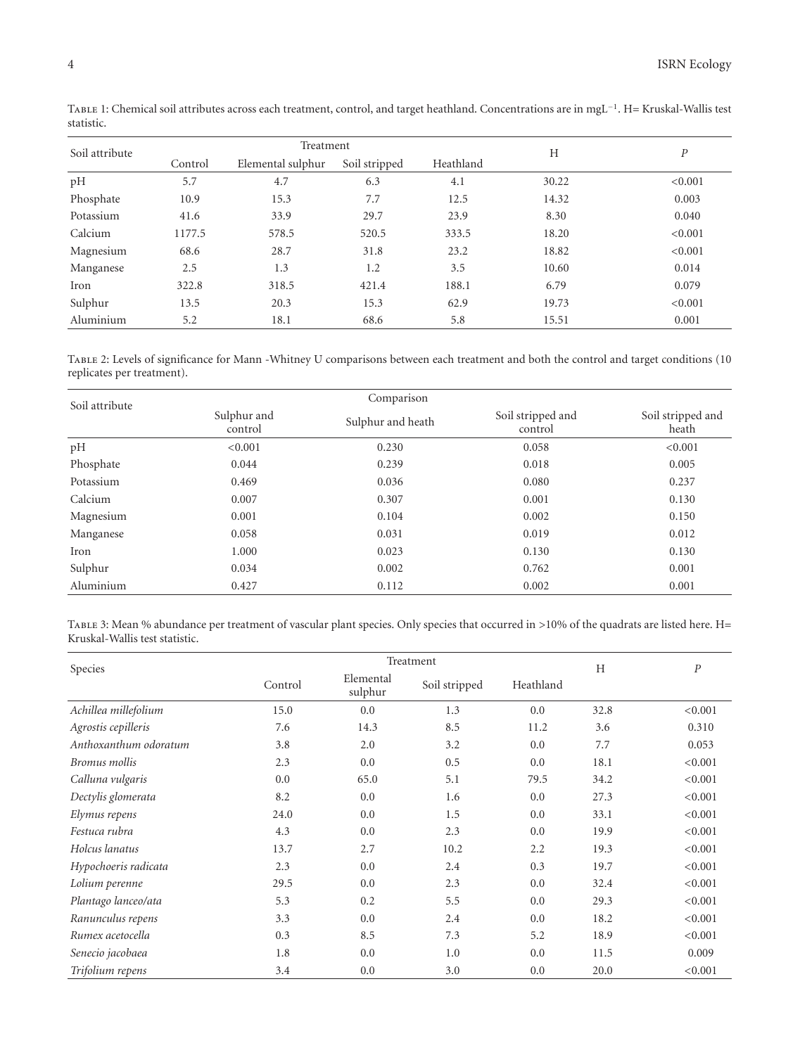Table 1: Chemical soil attributes across each treatment, control, and target heathland. Concentrations are in $mgL^{-1}$. H= Kruskal-Wallis test statistic.

| Soil attribute | Treatment | | | | H | P |
|---|---|---|---|---|---|---|
| | Control | Elemental sulphur | Soil stripped | Heathland | | |
| pH | 5.7 | 4.7 | 6.3 | 4.1 | 30.22 | <0.001 |
| Phosphate | 10.9 | 15.3 | 7.7 | 12.5 | 14.32 | 0.003 |
| Potassium | 41.6 | 33.9 | 29.7 | 23.9 | 8.30 | 0.040 |
| Calcium | 1177.5 | 578.5 | 520.5 | 333.5 | 18.20 | <0.001 |
| Magnesium | 68.6 | 28.7 | 31.8 | 23.2 | 18.82 | <0.001 |
| Manganese | 2.5 | 1.3 | 1.2 | 3.5 | 10.60 | 0.014 |
| Iron | 322.8 | 318.5 | 421.4 | 188.1 | 6.79 | 0.079 |
| Sulphur | 13.5 | 20.3 | 15.3 | 62.9 | 19.73 | <0.001 |
| Aluminium | 5.2 | 18.1 | 68.6 | 5.8 | 15.51 | 0.001 |

Table 2: Levels of significance for Mann -Whitney U comparisons between each treatment and both the control and target conditions (10 replicates per treatment).

| Soil attribute | Comparison | | | |
|---|---|---|---|---|
| | Sulphur and control | Sulphur and heath | Soil stripped and control | Soil stripped and heath |
| pH | <0.001 | 0.230 | 0.058 | <0.001 |
| Phosphate | 0.044 | 0.239 | 0.018 | 0.005 |
| Potassium | 0.469 | 0.036 | 0.080 | 0.237 |
| Calcium | 0.007 | 0.307 | 0.001 | 0.130 |
| Magnesium | 0.001 | 0.104 | 0.002 | 0.150 |
| Manganese | 0.058 | 0.031 | 0.019 | 0.012 |
| Iron | 1.000 | 0.023 | 0.130 | 0.130 |
| Sulphur | 0.034 | 0.002 | 0.762 | 0.001 |
| Aluminium | 0.427 | 0.112 | 0.002 | 0.001 |

Table 3: Mean % abundance per treatment of vascular plant species. Only species that occurred in >10% of the quadrats are listed here. H= Kruskal-Wallis test statistic.

| Species | Treatment | | | | H | P |
|---|---|---|---|---|---|---|
| | Control | Elemental sulphur | Soil stripped | Heathland | | |
| *Achillea millefolium* | 15.0 | 0.0 | 1.3 | 0.0 | 32.8 | <0.001 |
| *Agrostis cepilleris* | 7.6 | 14.3 | 8.5 | 11.2 | 3.6 | 0.310 |
| *Anthoxanthum odoratum* | 3.8 | 2.0 | 3.2 | 0.0 | 7.7 | 0.053 |
| *Bromus mollis* | 2.3 | 0.0 | 0.5 | 0.0 | 18.1 | <0.001 |
| *Calluna vulgaris* | 0.0 | 65.0 | 5.1 | 79.5 | 34.2 | <0.001 |
| *Dectylis glomerata* | 8.2 | 0.0 | 1.6 | 0.0 | 27.3 | <0.001 |
| *Elymus repens* | 24.0 | 0.0 | 1.5 | 0.0 | 33.1 | <0.001 |
| *Festuca rubra* | 4.3 | 0.0 | 2.3 | 0.0 | 19.9 | <0.001 |
| *Holcus lanatus* | 13.7 | 2.7 | 10.2 | 2.2 | 19.3 | <0.001 |
| *Hypochoeris radicata* | 2.3 | 0.0 | 2.4 | 0.3 | 19.7 | <0.001 |
| *Lolium perenne* | 29.5 | 0.0 | 2.3 | 0.0 | 32.4 | <0.001 |
| *Plantago lanceo/ata* | 5.3 | 0.2 | 5.5 | 0.0 | 29.3 | <0.001 |
| *Ranunculus repens* | 3.3 | 0.0 | 2.4 | 0.0 | 18.2 | <0.001 |
| *Rumex acetocella* | 0.3 | 8.5 | 7.3 | 5.2 | 18.9 | <0.001 |
| *Senecio jacobaea* | 1.8 | 0.0 | 1.0 | 0.0 | 11.5 | 0.009 |
| *Trifolium repens* | 3.4 | 0.0 | 3.0 | 0.0 | 20.0 | <0.001 |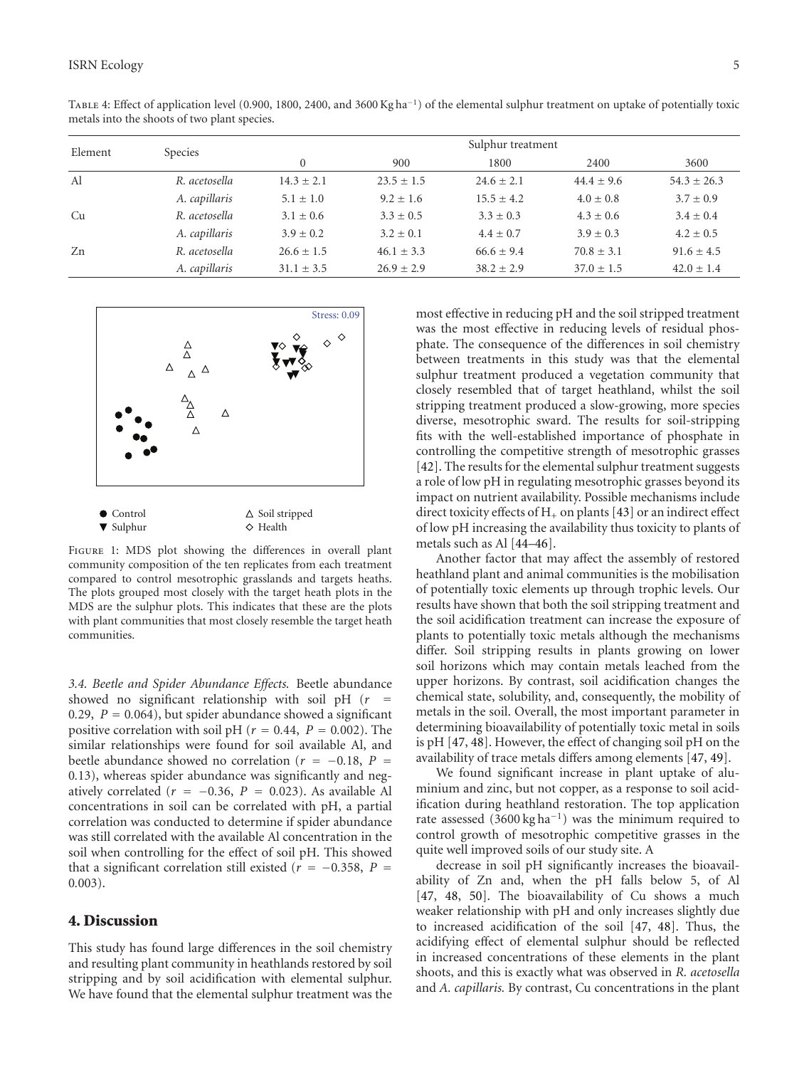Table 4: Effect of application level (0.900, 1800, 2400, and 3600 Kg $ha^{-1}$) of the elemental sulphur treatment on uptake of potentially toxic metals into the shoots of two plant species.

| Element | Species | Sulphur treatment | | | | |
|---|---|---|---|---|---|---|
| | | 0 | 900 | 1800 | 2400 | 3600 |
| Al | *R. acetosella* | 14.3 ± 2.1 | 23.5 ± 1.5 | 24.6 ± 2.1 | 44.4 ± 9.6 | 54.3 ± 26.3 |
| | *A. capillaris* | 5.1 ± 1.0 | 9.2 ± 1.6 | 15.5 ± 4.2 | 4.0 ± 0.8 | 3.7 ± 0.9 |
| Cu | *R. acetosella* | 3.1 ± 0.6 | 3.3 ± 0.5 | 3.3 ± 0.3 | 4.3 ± 0.6 | 3.4 ± 0.4 |
| | *A. capillaris* | 3.9 ± 0.2 | 3.2 ± 0.1 | 4.4 ± 0.7 | 3.9 ± 0.3 | 4.2 ± 0.5 |
| Zn | *R. acetosella* | 26.6 ± 1.5 | 46.1 ± 3.3 | 66.6 ± 9.4 | 70.8 ± 3.1 | 91.6 ± 4.5 |
| | *A. capillaris* | 31.1 ± 3.5 | 26.9 ± 2.9 | 38.2 ± 2.9 | 37.0 ± 1.5 | 42.0 ± 1.4 |

Stress: 0.09

● Control △ Soil stripped ▼ Sulphur ◇ Health

Figure 1: MDS plot showing the differences in overall plant community composition of the ten replicates from each treatment compared to control mesotrophic grasslands and targets heaths. The plots grouped most closely with the target heath plots in the MDS are the sulphur plots. This indicates that these are the plots with plant communities that most closely resemble the target heath communities.

*3.4. Beetle and Spider Abundance Effects.* Beetle abundance showed no significant relationship with soil pH ($r = 0.29$, $P = 0.064$), but spider abundance showed a significant positive correlation with soil pH ($r = 0.44$, $P = 0.002$). The similar relationships were found for soil available Al, and beetle abundance showed no correlation ($r = -0.18$, $P = 0.13$), whereas spider abundance was significantly and negatively correlated ($r = -0.36$, $P = 0.023$). As available Al concentrations in soil can be correlated with pH, a partial correlation was conducted to determine if spider abundance was still correlated with the available Al concentration in the soil when controlling for the effect of soil pH. This showed that a significant correlation still existed ($r = -0.358$, $P = 0.003$).

## 4. Discussion

This study has found large differences in the soil chemistry and resulting plant community in heathlands restored by soil stripping and by soil acidification with elemental sulphur. We have found that the elemental sulphur treatment was the most effective in reducing pH and the soil stripped treatment was the most effective in reducing levels of residual phosphate. The consequence of the differences in soil chemistry between treatments in this study was that the elemental sulphur treatment produced a vegetation community that closely resembled that of target heathland, whilst the soil stripping treatment produced a slow-growing, more species diverse, mesotrophic sward. The results for soil-stripping fits with the well-established importance of phosphate in controlling the competitive strength of mesotrophic grasses [42]. The results for the elemental sulphur treatment suggests a role of low pH in regulating mesotrophic grasses beyond its impact on nutrient availability. Possible mechanisms include direct toxicity effects of $H_+$ on plants [43] or an indirect effect of low pH increasing the availability thus toxicity to plants of metals such as Al [44–46].

Another factor that may affect the assembly of restored heathland plant and animal communities is the mobilisation of potentially toxic elements up through trophic levels. Our results have shown that both the soil stripping treatment and the soil acidification treatment can increase the exposure of plants to potentially toxic metals although the mechanisms differ. Soil stripping results in plants growing on lower soil horizons which may contain metals leached from the upper horizons. By contrast, soil acidification changes the chemical state, solubility, and, consequently, the mobility of metals in the soil. Overall, the most important parameter in determining bioavailability of potentially toxic metal in soils is pH [47, 48]. However, the effect of changing soil pH on the availability of trace metals differs among elements [47, 49].

We found significant increase in plant uptake of aluminium and zinc, but not copper, as a response to soil acidification during heathland restoration. The top application rate assessed (3600 kg $ha^{-1}$) was the minimum required to control growth of mesotrophic competitive grasses in the quite well improved soils of our study site. A

decrease in soil pH significantly increases the bioavailability of Zn and, when the pH falls below 5, of Al [47, 48, 50]. The bioavailability of Cu shows a much weaker relationship with pH and only increases slightly due to increased acidification of the soil [47, 48]. Thus, the acidifying effect of elemental sulphur should be reflected in increased concentrations of these elements in the plant shoots, and this is exactly what was observed in *R. acetosella* and *A. capillaris.* By contrast, Cu concentrations in the plant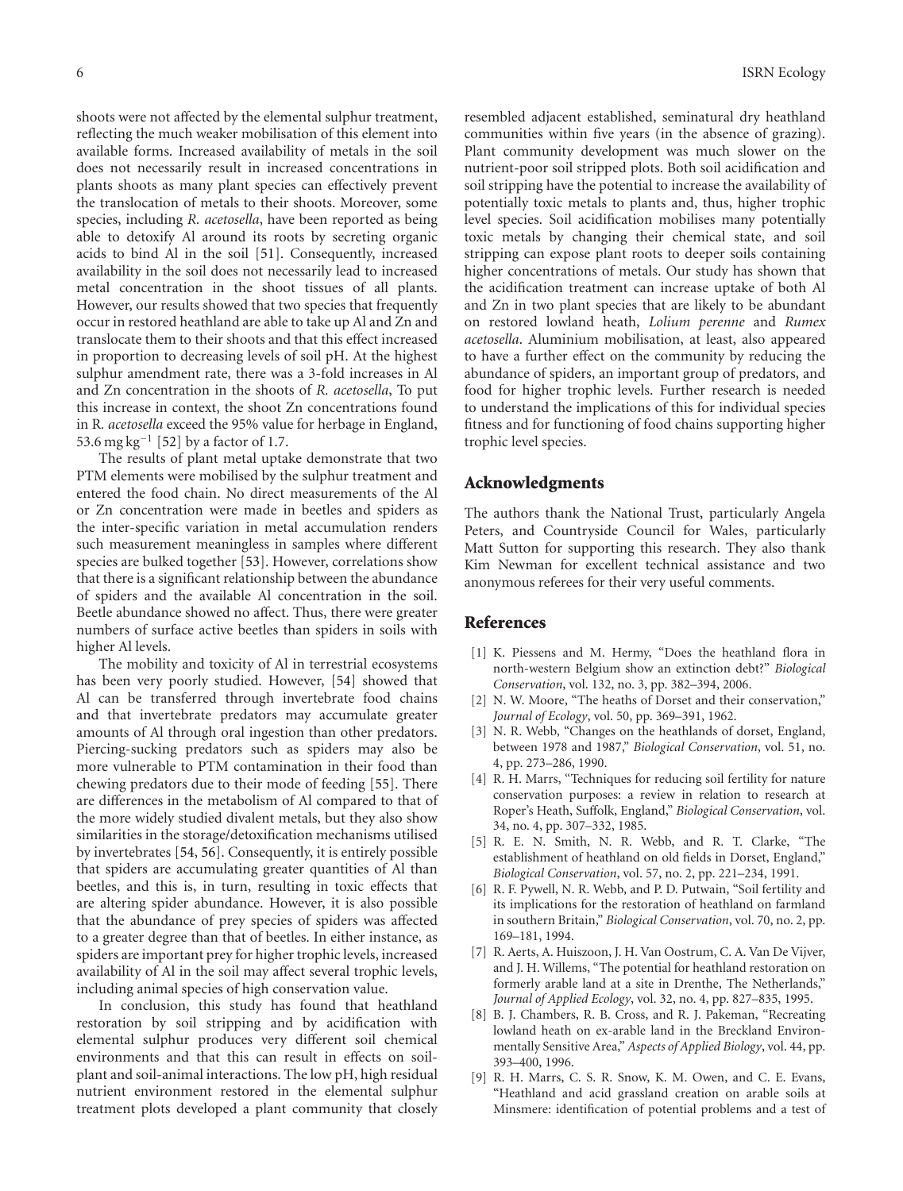shoots were not affected by the elemental sulphur treatment, reflecting the much weaker mobilisation of this element into available forms. Increased availability of metals in the soil does not necessarily result in increased concentrations in plants shoots as many plant species can effectively prevent the translocation of metals to their shoots. Moreover, some species, including *R. acetosella*, have been reported as being able to detoxify Al around its roots by secreting organic acids to bind Al in the soil [51]. Consequently, increased availability in the soil does not necessarily lead to increased metal concentration in the shoot tissues of all plants. However, our results showed that two species that frequently occur in restored heathland are able to take up Al and Zn and translocate them to their shoots and that this effect increased in proportion to decreasing levels of soil pH. At the highest sulphur amendment rate, there was a 3-fold increases in Al and Zn concentration in the shoots of *R. acetosella*, To put this increase in context, the shoot Zn concentrations found in R. *acetosella* exceed the 95% value for herbage in England, 53.6 mg kg$^{-1}$ [52] by a factor of 1.7.

The results of plant metal uptake demonstrate that two PTM elements were mobilised by the sulphur treatment and entered the food chain. No direct measurements of the Al or Zn concentration were made in beetles and spiders as the inter-specific variation in metal accumulation renders such measurement meaningless in samples where different species are bulked together [53]. However, correlations show that there is a significant relationship between the abundance of spiders and the available Al concentration in the soil. Beetle abundance showed no affect. Thus, there were greater numbers of surface active beetles than spiders in soils with higher Al levels.

The mobility and toxicity of Al in terrestrial ecosystems has been very poorly studied. However, [54] showed that Al can be transferred through invertebrate food chains and that invertebrate predators may accumulate greater amounts of Al through oral ingestion than other predators. Piercing-sucking predators such as spiders may also be more vulnerable to PTM contamination in their food than chewing predators due to their mode of feeding [55]. There are differences in the metabolism of Al compared to that of the more widely studied divalent metals, but they also show similarities in the storage/detoxification mechanisms utilised by invertebrates [54, 56]. Consequently, it is entirely possible that spiders are accumulating greater quantities of Al than beetles, and this is, in turn, resulting in toxic effects that are altering spider abundance. However, it is also possible that the abundance of prey species of spiders was affected to a greater degree than that of beetles. In either instance, as spiders are important prey for higher trophic levels, increased availability of Al in the soil may affect several trophic levels, including animal species of high conservation value.

In conclusion, this study has found that heathland restoration by soil stripping and by acidification with elemental sulphur produces very different soil chemical environments and that this can result in effects on soil-plant and soil-animal interactions. The low pH, high residual nutrient environment restored in the elemental sulphur treatment plots developed a plant community that closely resembled adjacent established, seminatural dry heathland communities within five years (in the absence of grazing). Plant community development was much slower on the nutrient-poor soil stripped plots. Both soil acidification and soil stripping have the potential to increase the availability of potentially toxic metals to plants and, thus, higher trophic level species. Soil acidification mobilises many potentially toxic metals by changing their chemical state, and soil stripping can expose plant roots to deeper soils containing higher concentrations of metals. Our study has shown that the acidification treatment can increase uptake of both Al and Zn in two plant species that are likely to be abundant on restored lowland heath, *Lolium perenne* and *Rumex acetosella*. Aluminium mobilisation, at least, also appeared to have a further effect on the community by reducing the abundance of spiders, an important group of predators, and food for higher trophic levels. Further research is needed to understand the implications of this for individual species fitness and for functioning of food chains supporting higher trophic level species.

## Acknowledgments

The authors thank the National Trust, particularly Angela Peters, and Countryside Council for Wales, particularly Matt Sutton for supporting this research. They also thank Kim Newman for excellent technical assistance and two anonymous referees for their very useful comments.

## References

[1] K. Piessens and M. Hermy, "Does the heathland flora in north-western Belgium show an extinction debt?" *Biological Conservation*, vol. 132, no. 3, pp. 382–394, 2006.

[2] N. W. Moore, "The heaths of Dorset and their conservation," *Journal of Ecology*, vol. 50, pp. 369–391, 1962.

[3] N. R. Webb, "Changes on the heathlands of dorset, England, between 1978 and 1987," *Biological Conservation*, vol. 51, no. 4, pp. 273–286, 1990.

[4] R. H. Marrs, "Techniques for reducing soil fertility for nature conservation purposes: a review in relation to research at Roper's Heath, Suffolk, England," *Biological Conservation*, vol. 34, no. 4, pp. 307–332, 1985.

[5] R. E. N. Smith, N. R. Webb, and R. T. Clarke, "The establishment of heathland on old fields in Dorset, England," *Biological Conservation*, vol. 57, no. 2, pp. 221–234, 1991.

[6] R. F. Pywell, N. R. Webb, and P. D. Putwain, "Soil fertility and its implications for the restoration of heathland on farmland in southern Britain," *Biological Conservation*, vol. 70, no. 2, pp. 169–181, 1994.

[7] R. Aerts, A. Huiszoon, J. H. Van Oostrum, C. A. Van De Vijver, and J. H. Willems, "The potential for heathland restoration on formerly arable land at a site in Drenthe, The Netherlands," *Journal of Applied Ecology*, vol. 32, no. 4, pp. 827–835, 1995.

[8] B. J. Chambers, R. B. Cross, and R. J. Pakeman, "Recreating lowland heath on ex-arable land in the Breckland Environmentally Sensitive Area," *Aspects of Applied Biology*, vol. 44, pp. 393–400, 1996.

[9] R. H. Marrs, C. S. R. Snow, K. M. Owen, and C. E. Evans, "Heathland and acid grassland creation on arable soils at Minsmere: identification of potential problems and a test of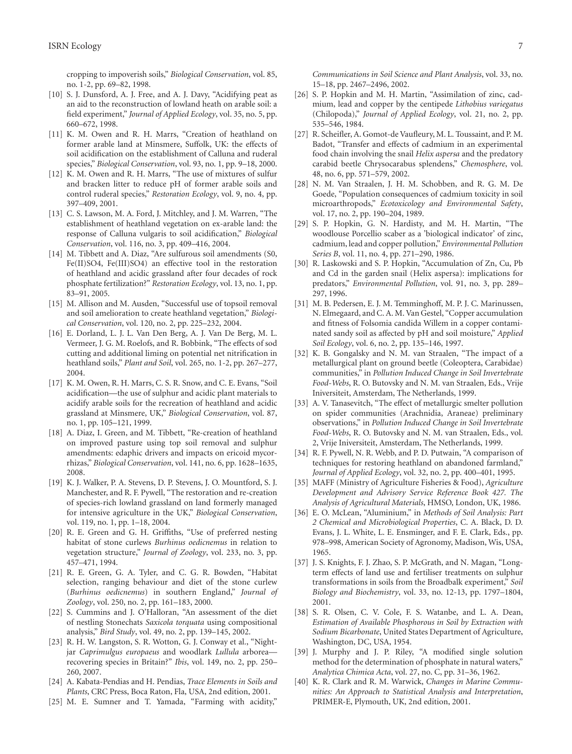cropping to impoverish soils," *Biological Conservation*, vol. 85, no. 1-2, pp. 69–82, 1998.

[10] S. J. Dunsford, A. J. Free, and A. J. Davy, "Acidifying peat as an aid to the reconstruction of lowland heath on arable soil: a field experiment," *Journal of Applied Ecology*, vol. 35, no. 5, pp. 660–672, 1998.

[11] K. M. Owen and R. H. Marrs, "Creation of heathland on former arable land at Minsmere, Suffolk, UK: the effects of soil acidification on the establishment of Calluna and ruderal species," *Biological Conservation*, vol. 93, no. 1, pp. 9–18, 2000.

[12] K. M. Owen and R. H. Marrs, "The use of mixtures of sulfur and bracken litter to reduce pH of former arable soils and control ruderal species," *Restoration Ecology*, vol. 9, no. 4, pp. 397–409, 2001.

[13] C. S. Lawson, M. A. Ford, J. Mitchley, and J. M. Warren, "The establishment of heathland vegetation on ex-arable land: the response of Calluna vulgaris to soil acidification," *Biological Conservation*, vol. 116, no. 3, pp. 409–416, 2004.

[14] M. Tibbett and A. Diaz, "Are sulfurous soil amendments (S0, Fe(II)SO4, Fe(III)SO4) an effective tool in the restoration of heathland and acidic grassland after four decades of rock phosphate fertilization?" *Restoration Ecology*, vol. 13, no. 1, pp. 83–91, 2005.

[15] M. Allison and M. Ausden, "Successful use of topsoil removal and soil amelioration to create heathland vegetation," *Biological Conservation*, vol. 120, no. 2, pp. 225–232, 2004.

[16] E. Dorland, L. J. L. Van Den Berg, A. J. Van De Berg, M. L. Vermeer, J. G. M. Roelofs, and R. Bobbink, "The effects of sod cutting and additional liming on potential net nitrification in heathland soils," *Plant and Soil*, vol. 265, no. 1-2, pp. 267–277, 2004.

[17] K. M. Owen, R. H. Marrs, C. S. R. Snow, and C. E. Evans, "Soil acidification—the use of sulphur and acidic plant materials to acidify arable soils for the recreation of heathland and acidic grassland at Minsmere, UK," *Biological Conservation*, vol. 87, no. 1, pp. 105–121, 1999.

[18] A. Diaz, I. Green, and M. Tibbett, "Re-creation of heathland on improved pasture using top soil removal and sulphur amendments: edaphic drivers and impacts on ericoid mycorrhizas," *Biological Conservation*, vol. 141, no. 6, pp. 1628–1635, 2008.

[19] K. J. Walker, P. A. Stevens, D. P. Stevens, J. O. Mountford, S. J. Manchester, and R. F. Pywell, "The restoration and re-creation of species-rich lowland grassland on land formerly managed for intensive agriculture in the UK," *Biological Conservation*, vol. 119, no. 1, pp. 1–18, 2004.

[20] R. E. Green and G. H. Griffiths, "Use of preferred nesting habitat of stone curlews *Burhinus oedicnemus* in relation to vegetation structure," *Journal of Zoology*, vol. 233, no. 3, pp. 457–471, 1994.

[21] R. E. Green, G. A. Tyler, and C. G. R. Bowden, "Habitat selection, ranging behaviour and diet of the stone curlew (*Burhinus oedicnemus*) in southern England," *Journal of Zoology*, vol. 250, no. 2, pp. 161–183, 2000.

[22] S. Cummins and J. O'Halloran, "An assessment of the diet of nestling Stonechats *Saxicola torquata* using compositional analysis," *Bird Study*, vol. 49, no. 2, pp. 139–145, 2002.

[23] R. H. W. Langston, S. R. Wotton, G. J. Conway et al., "Nightjar *Caprimulgus europaeus* and woodlark *Lullula* arborea—recovering species in Britain?" *Ibis*, vol. 149, no. 2, pp. 250–260, 2007.

[24] A. Kabata-Pendias and H. Pendias, *Trace Elements in Soils and Plants*, CRC Press, Boca Raton, Fla, USA, 2nd edition, 2001.

[25] M. E. Sumner and T. Yamada, "Farming with acidity," *Communications in Soil Science and Plant Analysis*, vol. 33, no. 15–18, pp. 2467–2496, 2002.

[26] S. P. Hopkin and M. H. Martin, "Assimilation of zinc, cadmium, lead and copper by the centipede *Lithobius variegatus* (Chilopoda)," *Journal of Applied Ecology*, vol. 21, no. 2, pp. 535–546, 1984.

[27] R. Scheifler, A. Gomot-de Vaufleury, M. L. Toussaint, and P. M. Badot, "Transfer and effects of cadmium in an experimental food chain involving the snail *Helix aspersa* and the predatory carabid beetle Chrysocarabus splendens," *Chemosphere*, vol. 48, no. 6, pp. 571–579, 2002.

[28] N. M. Van Straalen, J. H. M. Schobben, and R. G. M. De Goede, "Population consequences of cadmium toxicity in soil microarthropods," *Ecotoxicology and Environmental Safety*, vol. 17, no. 2, pp. 190–204, 1989.

[29] S. Hopkin, G. N. Hardisty, and M. H. Martin, "The woodlouse Porcellio scaber as a 'biological indicator' of zinc, cadmium, lead and copper pollution," *Environmental Pollution Series B*, vol. 11, no. 4, pp. 271–290, 1986.

[30] R. Laskowski and S. P. Hopkin, "Accumulation of Zn, Cu, Pb and Cd in the garden snail (Helix aspersa): implications for predators," *Environmental Pollution*, vol. 91, no. 3, pp. 289–297, 1996.

[31] M. B. Pedersen, E. J. M. Temminghoff, M. P. J. C. Marinussen, N. Elmegaard, and C. A. M. Van Gestel, "Copper accumulation and fitness of Folsomia candida Willem in a copper contaminated sandy soil as affected by pH and soil moisture," *Applied Soil Ecology*, vol. 6, no. 2, pp. 135–146, 1997.

[32] K. B. Gongalsky and N. M. van Straalen, "The impact of a metallurgical plant on ground beetle (Coleoptera, Carabidae) communities," in *Pollution Induced Change in Soil Invertebrate Food-Webs*, R. O. Butovsky and N. M. van Straalen, Eds., Vrije Iniversiteit, Amsterdam, The Netherlands, 1999.

[33] A. V. Tanasevitch, "The effect of metallurgic smelter pollution on spider communities (Arachnidia, Araneae) preliminary observations," in *Pollution Induced Change in Soil Invertebrate Food-Webs*, R. O. Butovsky and N. M. van Straalen, Eds., vol. 2, Vrije Iniversiteit, Amsterdam, The Netherlands, 1999.

[34] R. F. Pywell, N. R. Webb, and P. D. Putwain, "A comparison of techniques for restoring heathland on abandoned farmland," *Journal of Applied Ecology*, vol. 32, no. 2, pp. 400–401, 1995.

[35] MAFF (Ministry of Agriculture Fisheries & Food), *Agriculture Development and Advisory Service Reference Book 427. The Analysis of Agricultural Materials*, HMSO, London, UK, 1986.

[36] E. O. McLean, "Aluminium," in *Methods of Soil Analysis: Part 2 Chemical and Microbiological Properties*, C. A. Black, D. D. Evans, J. L. White, L. E. Ensminger, and F. E. Clark, Eds., pp. 978–998, American Society of Agronomy, Madison, Wis, USA, 1965.

[37] J. S. Knights, F. J. Zhao, S. P. McGrath, and N. Magan, "Long-term effects of land use and fertiliser treatments on sulphur transformations in soils from the Broadbalk experiment," *Soil Biology and Biochemistry*, vol. 33, no. 12-13, pp. 1797–1804, 2001.

[38] S. R. Olsen, C. V. Cole, F. S. Watanbe, and L. A. Dean, *Estimation of Available Phosphorous in Soil by Extraction with Sodium Bicarbonate*, United States Department of Agriculture, Washington, DC, USA, 1954.

[39] J. Murphy and J. P. Riley, "A modified single solution method for the determination of phosphate in natural waters," *Analytica Chimica Acta*, vol. 27, no. C, pp. 31–36, 1962.

[40] K. R. Clark and R. M. Warwick, *Changes in Marine Communities: An Approach to Statistical Analysis and Interpretation*, PRIMER-E, Plymouth, UK, 2nd edition, 2001.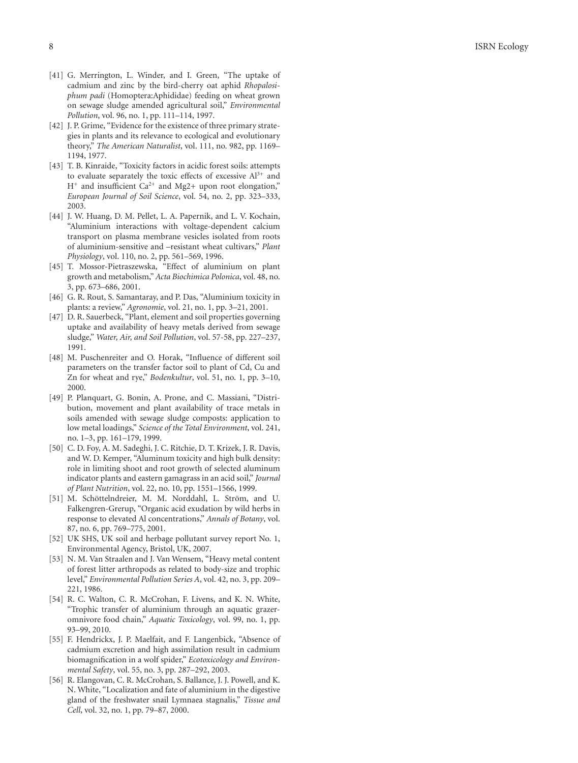[41] G. Merrington, L. Winder, and I. Green, "The uptake of cadmium and zinc by the bird-cherry oat aphid *Rhopalosiphum padi* (Homoptera:Aphididae) feeding on wheat grown on sewage sludge amended agricultural soil," *Environmental Pollution*, vol. 96, no. 1, pp. 111–114, 1997.

[42] J. P. Grime, "Evidence for the existence of three primary strategies in plants and its relevance to ecological and evolutionary theory," *The American Naturalist*, vol. 111, no. 982, pp. 1169–1194, 1977.

[43] T. B. Kinraide, "Toxicity factors in acidic forest soils: attempts to evaluate separately the toxic effects of excessive $Al^{3+}$ and $H^{+}$ and insufficient $Ca^{2+}$ and Mg2+ upon root elongation," *European Journal of Soil Science*, vol. 54, no. 2, pp. 323–333, 2003.

[44] J. W. Huang, D. M. Pellet, L. A. Papernik, and L. V. Kochain, "Aluminium interactions with voltage-dependent calcium transport on plasma membrane vesicles isolated from roots of aluminium-sensitive and –resistant wheat cultivars," *Plant Physiology*, vol. 110, no. 2, pp. 561–569, 1996.

[45] T. Mossor-Pietraszewska, "Effect of aluminium on plant growth and metabolism," *Acta Biochimica Polonica*, vol. 48, no. 3, pp. 673–686, 2001.

[46] G. R. Rout, S. Samantaray, and P. Das, "Aluminium toxicity in plants: a review," *Agronomie*, vol. 21, no. 1, pp. 3–21, 2001.

[47] D. R. Sauerbeck, "Plant, element and soil properties governing uptake and availability of heavy metals derived from sewage sludge," *Water, Air, and Soil Pollution*, vol. 57-58, pp. 227–237, 1991.

[48] M. Puschenreiter and O. Horak, "Influence of different soil parameters on the transfer factor soil to plant of Cd, Cu and Zn for wheat and rye," *Bodenkultur*, vol. 51, no. 1, pp. 3–10, 2000.

[49] P. Planquart, G. Bonin, A. Prone, and C. Massiani, "Distribution, movement and plant availability of trace metals in soils amended with sewage sludge composts: application to low metal loadings," *Science of the Total Environment*, vol. 241, no. 1–3, pp. 161–179, 1999.

[50] C. D. Foy, A. M. Sadeghi, J. C. Ritchie, D. T. Krizek, J. R. Davis, and W. D. Kemper, "Aluminum toxicity and high bulk density: role in limiting shoot and root growth of selected aluminum indicator plants and eastern gamagrass in an acid soil," *Journal of Plant Nutrition*, vol. 22, no. 10, pp. 1551–1566, 1999.

[51] M. Schöttelndreier, M. M. Norddahl, L. Ström, and U. Falkengren-Grerup, "Organic acid exudation by wild herbs in response to elevated Al concentrations," *Annals of Botany*, vol. 87, no. 6, pp. 769–775, 2001.

[52] UK SHS, UK soil and herbage pollutant survey report No. 1, Environmental Agency, Bristol, UK, 2007.

[53] N. M. Van Straalen and J. Van Wensem, "Heavy metal content of forest litter arthropods as related to body-size and trophic level," *Environmental Pollution Series A*, vol. 42, no. 3, pp. 209–221, 1986.

[54] R. C. Walton, C. R. McCrohan, F. Livens, and K. N. White, "Trophic transfer of aluminium through an aquatic grazer-omnivore food chain," *Aquatic Toxicology*, vol. 99, no. 1, pp. 93–99, 2010.

[55] F. Hendrickx, J. P. Maelfait, and F. Langenbick, "Absence of cadmium excretion and high assimilation result in cadmium biomagnification in a wolf spider," *Ecotoxicology and Environmental Safety*, vol. 55, no. 3, pp. 287–292, 2003.

[56] R. Elangovan, C. R. McCrohan, S. Ballance, J. J. Powell, and K. N. White, "Localization and fate of aluminium in the digestive gland of the freshwater snail Lymnaea stagnalis," *Tissue and Cell*, vol. 32, no. 1, pp. 79–87, 2000.